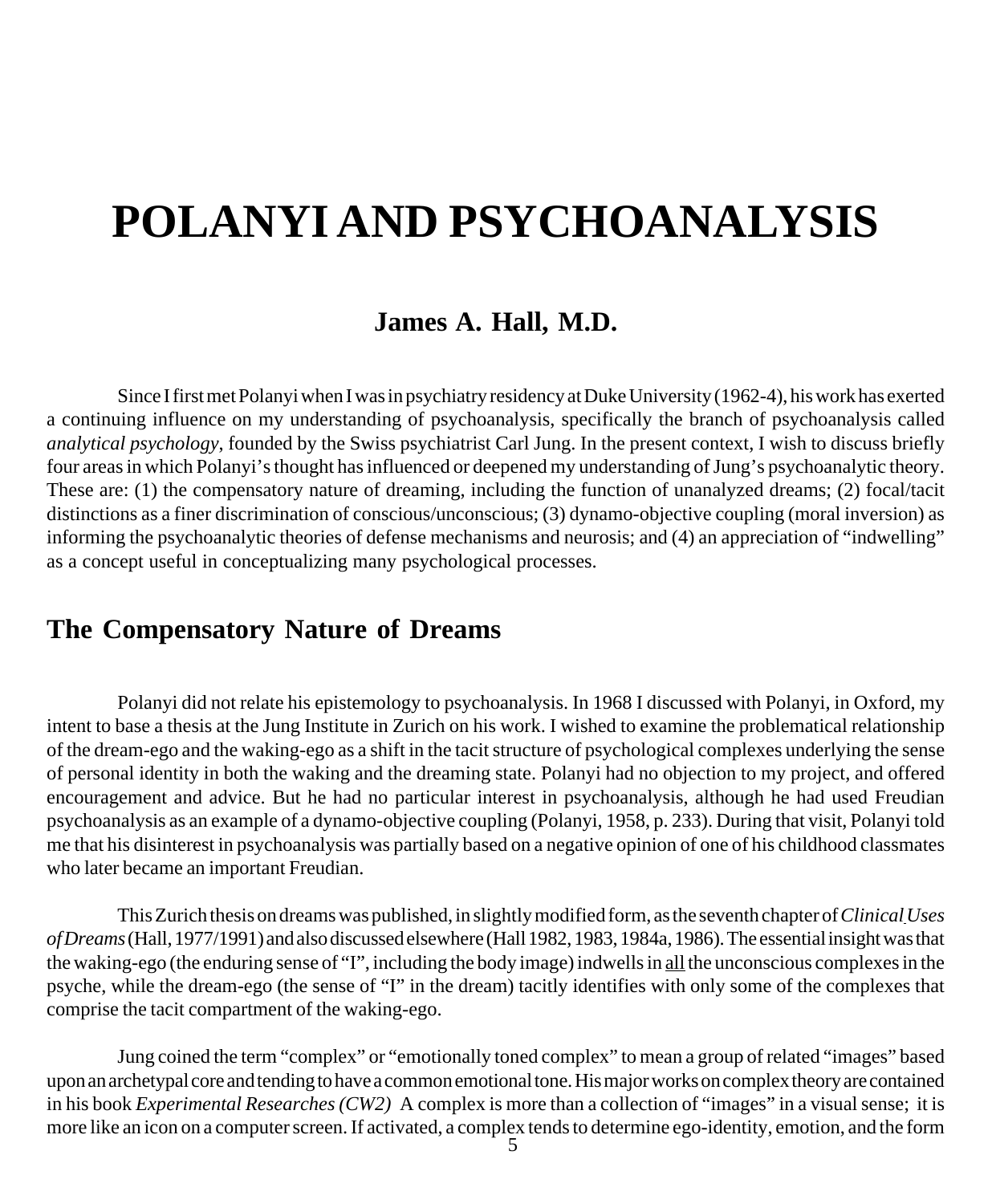# POLANYI AND PSYCHOANALYSIS

**James A. Hall, M.D.**

Since I first met Polanyi when I was in psychiatry residency at Duke University (1962-4), his work has exerted a continuing influence on my understanding of psychoanalysis, specifically the branch of psychoanalysis called *analytical psychology*, founded by the Swiss psychiatrist Carl Jung. In the present context, I wish to discuss briefly four areas in which Polanyi's thought has influenced or deepened my understanding of Jung's psychoanalytic theory. These are: (1) the compensatory nature of dreaming, including the function of unanalyzed dreams; (2) focal/tacit distinctions as a finer discrimination of conscious/unconscious; (3) dynamo-objective coupling (moral inversion) as informing the psychoanalytic theories of defense mechanisms and neurosis; and (4) an appreciation of "indwelling" as a concept useful in conceptualizing many psychological processes.

## The Compensatory Nature of Dreams

Polanyi did not relate his epistemology to psychoanalysis. In 1968 I discussed with Polanyi, in Oxford, my intent to base a thesis at the Jung Institute in Zurich on his work. I wished to examine the problematical relationship of the dream-ego and the waking-ego as a shift in the tacit structure of psychological complexes underlying the sense of personal identity in both the waking and the dreaming state. Polanyi had no objection to my project, and offered encouragement and advice. But he had no particular interest in psychoanalysis, although he had used Freudian psychoanalysis as an example of a dynamo-objective coupling (Polanyi, 1958, p. 233). During that visit, Polanyi told me that his disinterest in psychoanalysis was partially based on a negative opinion of one of his childhood classmates who later became an important Freudian.

This Zurich thesis on dreams was published, in slightly modified form, as the seventh chapter of *Clinical Uses of Dreams* (Hall, 1977/1991) and also discussed elsewhere (Hall 1982, 1983, 1984a, 1986). The essential insight was that the waking-ego (the enduring sense of "I", including the body image) indwells in <u>all</u> the unconscious complexes in the psyche, while the dream-ego (the sense of "I" in the dream) tacitly identifies with only some of the complexes that comprise the tacit compartment of the waking-ego.

Jung coined the term "complex" or "emotionally toned complex" to mean a group of related "images" based upon an archetypal core and tending to have a common emotional tone. His major works on complex theory are contained in his book *Experimental Researches (CW2)* A complex is more than a collection of "images" in a visual sense; it is more like an icon on a computer screen. If activated, a complex tends to determine ego-identity, emotion, and the form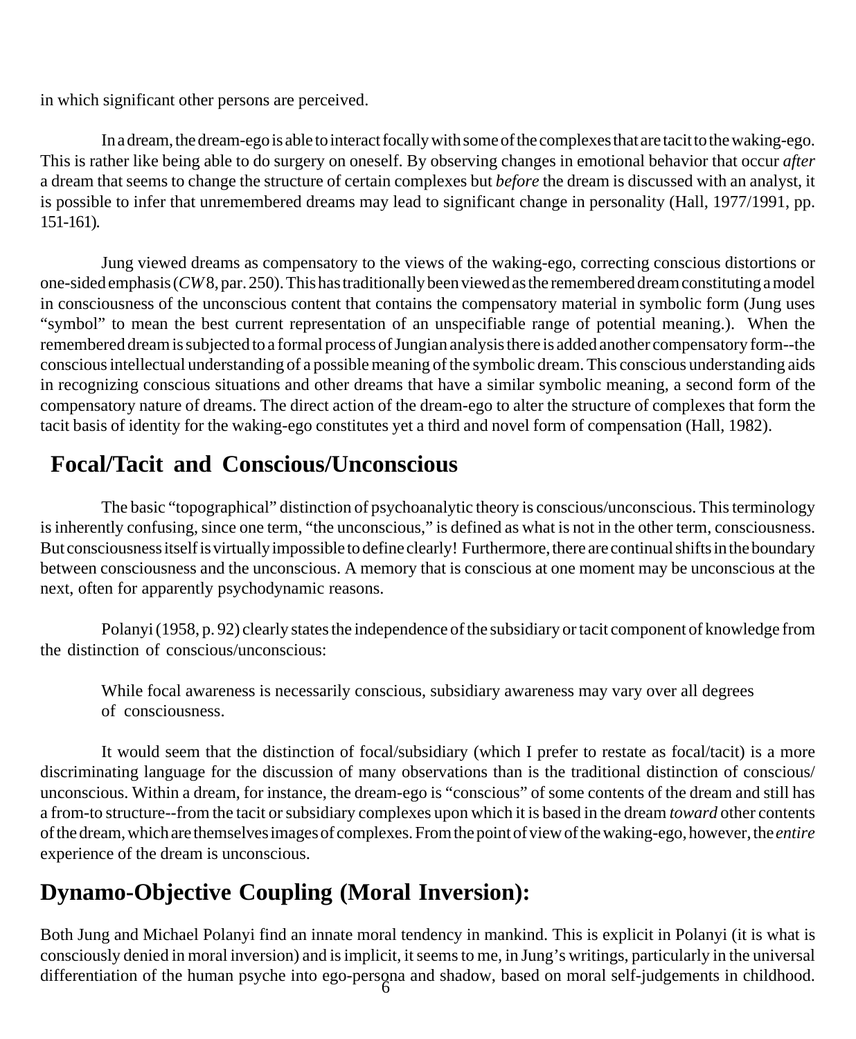in which significant other persons are perceived.

In a dream, the dream-ego is able to interact focally with some of the complexes that are tacit to the waking-ego. This is rather like being able to do surgery on oneself. By observing changes in emotional behavior that occur *after* a dream that seems to change the structure of certain complexes but *before* the dream is discussed with an analyst, it is possible to infer that unremembered dreams may lead to significant change in personality (Hall, 1977/1991, pp. 151-161).

Jung viewed dreams as compensatory to the views of the waking-ego, correcting conscious distortions or one-sided emphasis (*CW* 8, par. 250). This has traditionally been viewed as the remembered dream constituting a model in consciousness of the unconscious content that contains the compensatory material in symbolic form (Jung uses "symbol" to mean the best current representation of an unspecifiable range of potential meaning.). When the remembered dream is subjected to a formal process of Jungian analysis there is added another compensatory form--the conscious intellectual understanding of a possible meaning of the symbolic dream. This conscious understanding aids in recognizing conscious situations and other dreams that have a similar symbolic meaning, a second form of the compensatory nature of dreams. The direct action of the dream-ego to alter the structure of complexes that form the tacit basis of identity for the waking-ego constitutes yet a third and novel form of compensation (Hall, 1982).

## Focal/Tacit and Conscious/Unconscious

The basic "topographical" distinction of psychoanalytic theory is conscious/unconscious. This terminology is inherently confusing, since one term, "the unconscious," is defined as what is not in the other term, consciousness. But consciousness itself is virtually impossible to define clearly! Furthermore, there are continual shifts in the boundary between consciousness and the unconscious. A memory that is conscious at one moment may be unconscious at the next, often for apparently psychodynamic reasons.

Polanyi (1958, p. 92) clearly states the independence of the subsidiary or tacit component of knowledge from the distinction of conscious/unconscious:

> While focal awareness is necessarily conscious, subsidiary awareness may vary over all degrees of consciousness.

It would seem that the distinction of focal/subsidiary (which I prefer to restate as focal/tacit) is a more discriminating language for the discussion of many observations than is the traditional distinction of conscious/unconscious. Within a dream, for instance, the dream-ego is "conscious" of some contents of the dream and still has a from-to structure--from the tacit or subsidiary complexes upon which it is based in the dream *toward* other contents of the dream, which are themselves images of complexes. From the point of view of the waking-ego, however, the *entire* experience of the dream is unconscious.

## Dynamo-Objective Coupling (Moral Inversion):

Both Jung and Michael Polanyi find an innate moral tendency in mankind. This is explicit in Polanyi (it is what is consciously denied in moral inversion) and is implicit, it seems to me, in Jung's writings, particularly in the universal differentiation of the human psyche into ego-persona and shadow, based on moral self-judgements in childhood.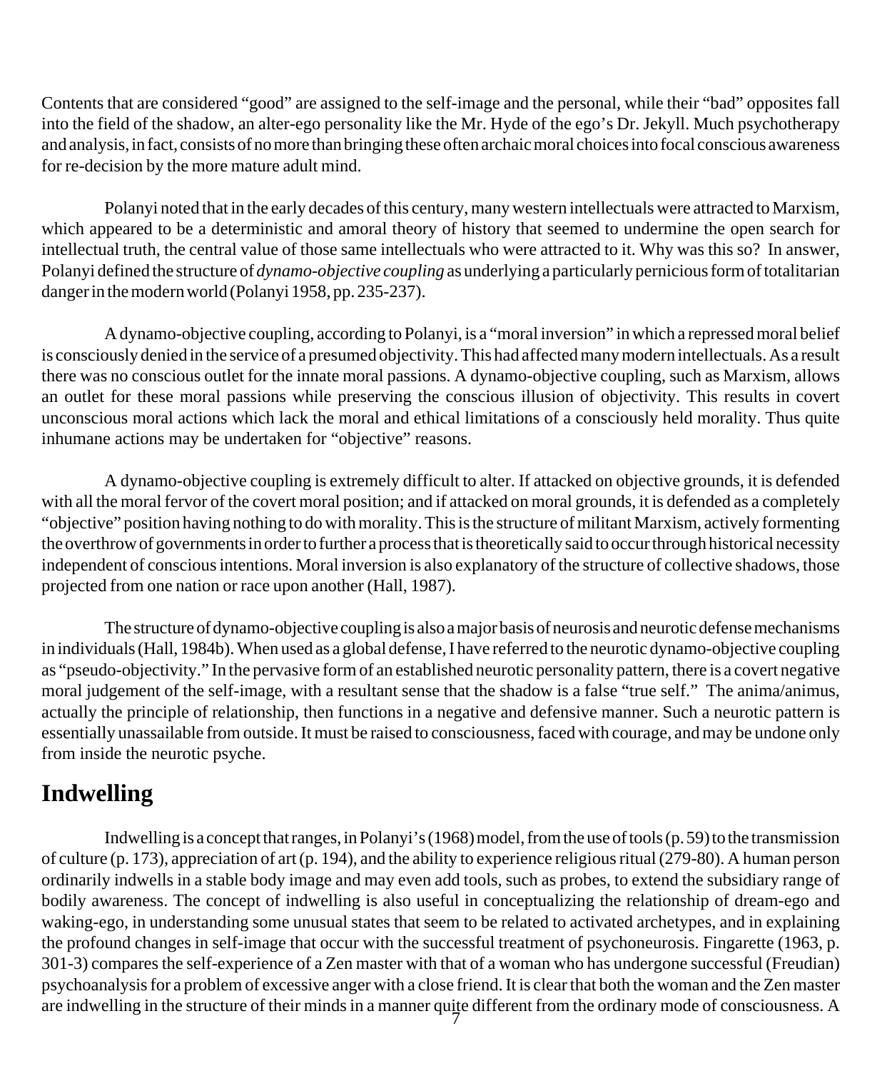Contents that are considered "good" are assigned to the self-image and the personal, while their "bad" opposites fall into the field of the shadow, an alter-ego personality like the Mr. Hyde of the ego's Dr. Jekyll. Much psychotherapy and analysis, in fact, consists of no more than bringing these often archaic moral choices into focal conscious awareness for re-decision by the more mature adult mind.

Polanyi noted that in the early decades of this century, many western intellectuals were attracted to Marxism, which appeared to be a deterministic and amoral theory of history that seemed to undermine the open search for intellectual truth, the central value of those same intellectuals who were attracted to it. Why was this so? In answer, Polanyi defined the structure of *dynamo-objective coupling* as underlying a particularly pernicious form of totalitarian danger in the modern world (Polanyi 1958, pp. 235-237).

A dynamo-objective coupling, according to Polanyi, is a "moral inversion" in which a repressed moral belief is consciously denied in the service of a presumed objectivity. This had affected many modern intellectuals. As a result there was no conscious outlet for the innate moral passions. A dynamo-objective coupling, such as Marxism, allows an outlet for these moral passions while preserving the conscious illusion of objectivity. This results in covert unconscious moral actions which lack the moral and ethical limitations of a consciously held morality. Thus quite inhumane actions may be undertaken for "objective" reasons.

A dynamo-objective coupling is extremely difficult to alter. If attacked on objective grounds, it is defended with all the moral fervor of the covert moral position; and if attacked on moral grounds, it is defended as a completely "objective" position having nothing to do with morality. This is the structure of militant Marxism, actively fomenting the overthrow of governments in order to further a process that is theoretically said to occur through historical necessity independent of conscious intentions. Moral inversion is also explanatory of the structure of collective shadows, those projected from one nation or race upon another (Hall, 1987).

The structure of dynamo-objective coupling is also a major basis of neurosis and neurotic defense mechanisms in individuals (Hall, 1984b). When used as a global defense, I have referred to the neurotic dynamo-objective coupling as "pseudo-objectivity." In the pervasive form of an established neurotic personality pattern, there is a covert negative moral judgement of the self-image, with a resultant sense that the shadow is a false "true self." The anima/animus, actually the principle of relationship, then functions in a negative and defensive manner. Such a neurotic pattern is essentially unassailable from outside. It must be raised to consciousness, faced with courage, and may be undone only from inside the neurotic psyche.

## Indwelling

Indwelling is a concept that ranges, in Polanyi's (1968) model, from the use of tools (p. 59) to the transmission of culture (p. 173), appreciation of art (p. 194), and the ability to experience religious ritual (279-80). A human person ordinarily indwells in a stable body image and may even add tools, such as probes, to extend the subsidiary range of bodily awareness. The concept of indwelling is also useful in conceptualizing the relationship of dream-ego and waking-ego, in understanding some unusual states that seem to be related to activated archetypes, and in explaining the profound changes in self-image that occur with the successful treatment of psychoneurosis. Fingarette (1963, p. 301-3) compares the self-experience of a Zen master with that of a woman who has undergone successful (Freudian) psychoanalysis for a problem of excessive anger with a close friend. It is clear that both the woman and the Zen master are indwelling in the structure of their minds in a manner quite different from the ordinary mode of consciousness. A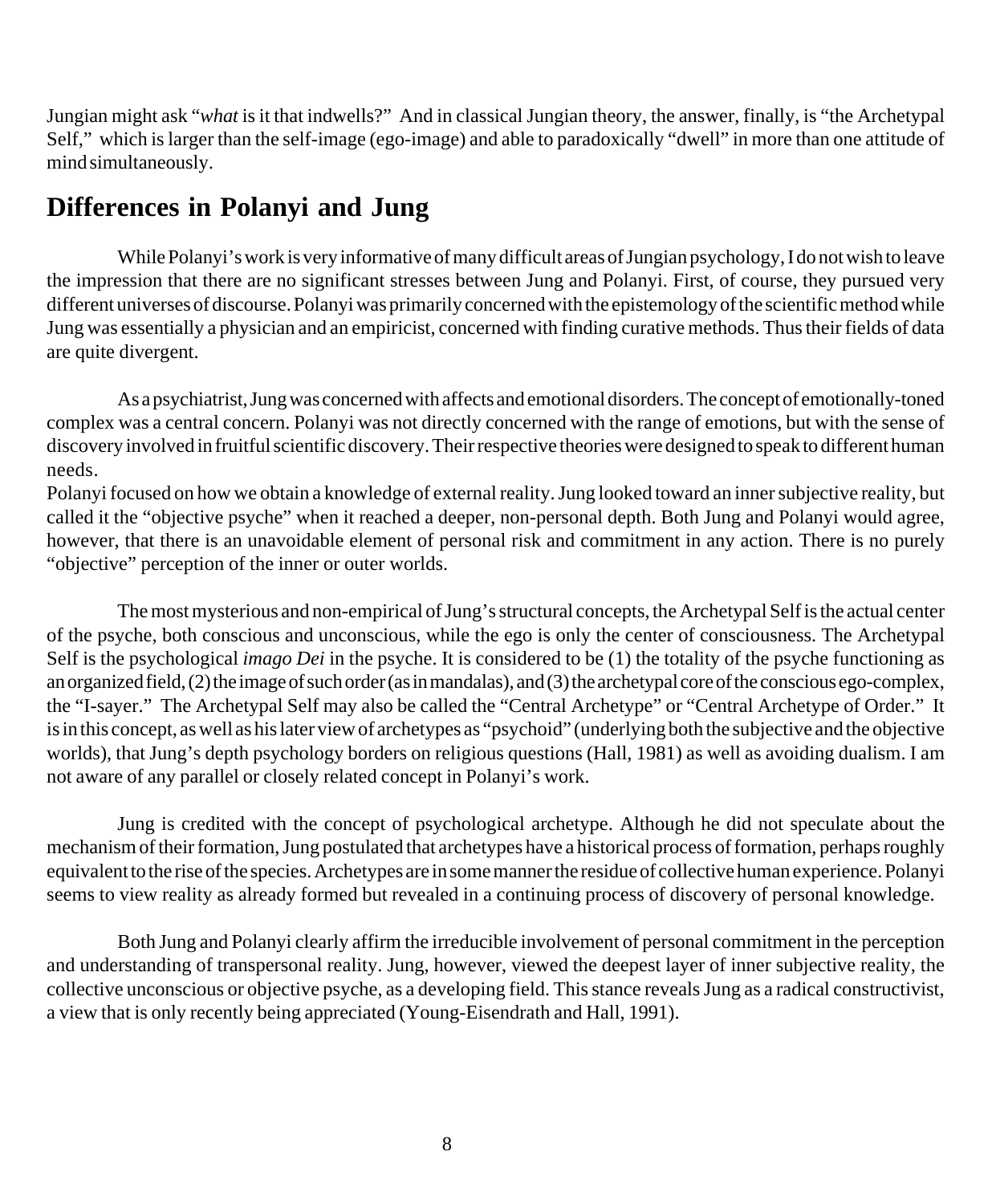Jungian might ask "*what* is it that indwells?" And in classical Jungian theory, the answer, finally, is "the Archetypal Self," which is larger than the self-image (ego-image) and able to paradoxically "dwell" in more than one attitude of mind simultaneously.

## Differences in Polanyi and Jung

While Polanyi's work is very informative of many difficult areas of Jungian psychology, I do not wish to leave the impression that there are no significant stresses between Jung and Polanyi. First, of course, they pursued very different universes of discourse. Polanyi was primarily concerned with the epistemology of the scientific method while Jung was essentially a physician and an empiricist, concerned with finding curative methods. Thus their fields of data are quite divergent.

As a psychiatrist, Jung was concerned with affects and emotional disorders. The concept of emotionally-toned complex was a central concern. Polanyi was not directly concerned with the range of emotions, but with the sense of discovery involved in fruitful scientific discovery. Their respective theories were designed to speak to different human needs.
Polanyi focused on how we obtain a knowledge of external reality. Jung looked toward an inner subjective reality, but called it the "objective psyche" when it reached a deeper, non-personal depth. Both Jung and Polanyi would agree, however, that there is an unavoidable element of personal risk and commitment in any action. There is no purely "objective" perception of the inner or outer worlds.

The most mysterious and non-empirical of Jung's structural concepts, the Archetypal Self is the actual center of the psyche, both conscious and unconscious, while the ego is only the center of consciousness. The Archetypal Self is the psychological *imago Dei* in the psyche. It is considered to be (1) the totality of the psyche functioning as an organized field, (2) the image of such order (as in mandalas), and (3) the archetypal core of the conscious ego-complex, the "I-sayer." The Archetypal Self may also be called the "Central Archetype" or "Central Archetype of Order." It is in this concept, as well as his later view of archetypes as "psychoid" (underlying both the subjective and the objective worlds), that Jung's depth psychology borders on religious questions (Hall, 1981) as well as avoiding dualism. I am not aware of any parallel or closely related concept in Polanyi's work.

Jung is credited with the concept of psychological archetype. Although he did not speculate about the mechanism of their formation, Jung postulated that archetypes have a historical process of formation, perhaps roughly equivalent to the rise of the species. Archetypes are in some manner the residue of collective human experience. Polanyi seems to view reality as already formed but revealed in a continuing process of discovery of personal knowledge.

Both Jung and Polanyi clearly affirm the irreducible involvement of personal commitment in the perception and understanding of transpersonal reality. Jung, however, viewed the deepest layer of inner subjective reality, the collective unconscious or objective psyche, as a developing field. This stance reveals Jung as a radical constructivist, a view that is only recently being appreciated (Young-Eisendrath and Hall, 1991).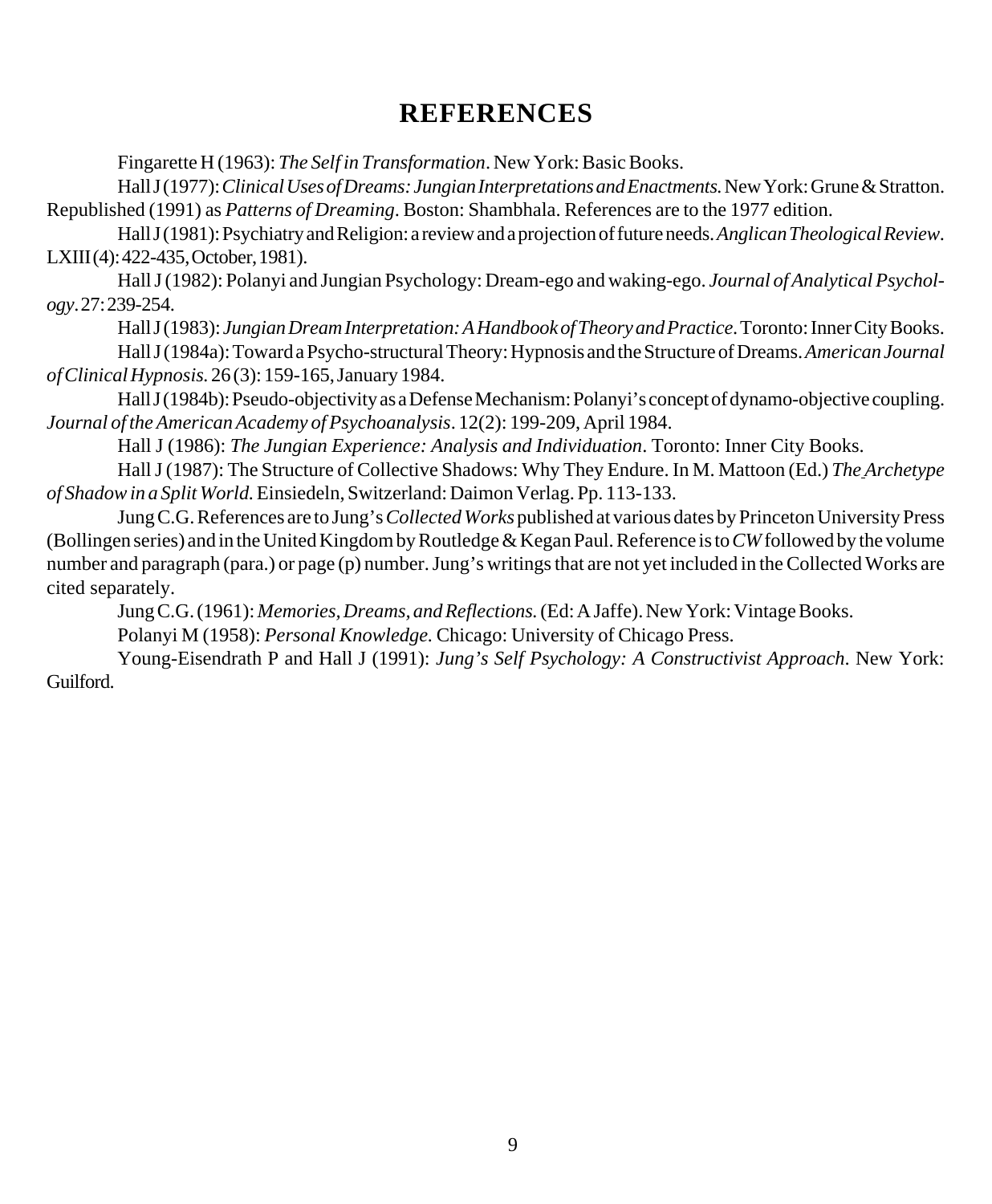# REFERENCES

Fingarette H (1963): *The Self in Transformation*. New York: Basic Books.

Hall J (1977): *Clinical Uses of Dreams: Jungian Interpretations and Enactments.* New York: Grune & Stratton. Republished (1991) as *Patterns of Dreaming*. Boston: Shambhala. References are to the 1977 edition.

Hall J (1981): Psychiatry and Religion: a review and a projection of future needs. *Anglican Theological Review*. LXIII (4): 422-435, October, 1981).

Hall J (1982): Polanyi and Jungian Psychology: Dream-ego and waking-ego. *Journal of Analytical Psychology*. 27: 239-254.

Hall J (1983): *Jungian Dream Interpretation: A Handbook of Theory and Practice*. Toronto: Inner City Books.

Hall J (1984a): Toward a Psycho-structural Theory: Hypnosis and the Structure of Dreams. *American Journal of Clinical Hypnosis.* 26 (3): 159-165, January 1984.

Hall J (1984b): Pseudo-objectivity as a Defense Mechanism: Polanyi's concept of dynamo-objective coupling. *Journal of the American Academy of Psychoanalysis*. 12(2): 199-209, April 1984.

Hall J (1986): *The Jungian Experience: Analysis and Individuation*. Toronto: Inner City Books.

Hall J (1987): The Structure of Collective Shadows: Why They Endure. In M. Mattoon (Ed.) *The Archetype of Shadow in a Split World.* Einsiedeln, Switzerland: Daimon Verlag. Pp. 113-133.

Jung C.G. References are to Jung's *Collected Works* published at various dates by Princeton University Press (Bollingen series) and in the United Kingdom by Routledge & Kegan Paul. Reference is to *CW* followed by the volume number and paragraph (para.) or page (p) number. Jung's writings that are not yet included in the Collected Works are cited separately.

Jung C.G. (1961): *Memories, Dreams, and Reflections.* (Ed: A Jaffe). New York: Vintage Books.

Polanyi M (1958): *Personal Knowledge.* Chicago: University of Chicago Press.

Young-Eisendrath P and Hall J (1991): *Jung's Self Psychology: A Constructivist Approach*. New York: Guilford.